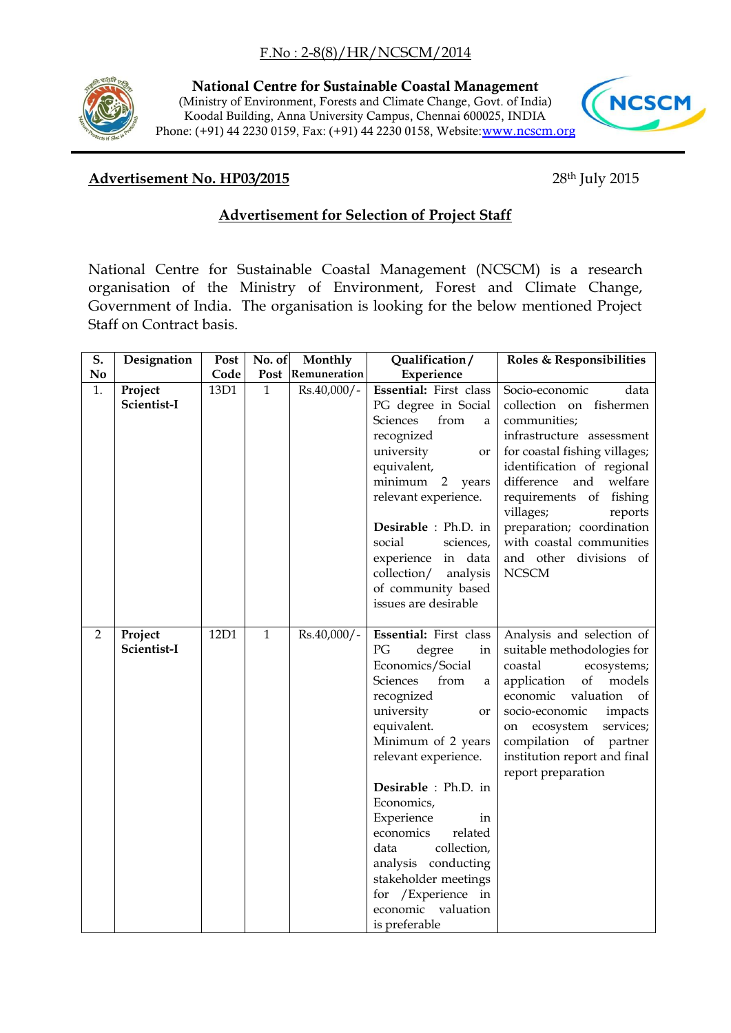F.No : 2-8(8)/HR/NCSCM/2014

**National Centre for Sustainable Coastal Management**
(Ministry of Environment, Forests and Climate Change, Govt. of India)
Koodal Building, Anna University Campus, Chennai 600025, INDIA
Phone: (+91) 44 2230 0159, Fax: (+91) 44 2230 0158, Website: www.ncscm.org

**Advertisement No. HP03/2015** 28th July 2015

## Advertisement for Selection of Project Staff

National Centre for Sustainable Coastal Management (NCSCM) is a research organisation of the Ministry of Environment, Forest and Climate Change, Government of India. The organisation is looking for the below mentioned Project Staff on Contract basis.

| S. No | Designation | Post Code | No. of Post | Monthly Remuneration | Qualification / Experience | Roles & Responsibilities |
|---|---|---|---|---|---|---|
| 1. | **Project Scientist-I** | 13D1 | 1 | Rs.40,000/- | **Essential:** First class PG degree in Social Sciences from a recognized university or equivalent, minimum 2 years relevant experience.<br><br>**Desirable** : Ph.D. in social sciences, experience in data collection/ analysis of community based issues are desirable | Socio-economic data collection on fishermen communities; infrastructure assessment for coastal fishing villages; identification of regional difference and welfare requirements of fishing villages; reports preparation; coordination with coastal communities and other divisions of NCSCM |
| 2 | **Project Scientist-I** | 12D1 | 1 | Rs.40,000/- | **Essential:** First class PG degree in Economics/Social Sciences from a recognized university or equivalent. Minimum of 2 years relevant experience.<br><br>**Desirable** : Ph.D. in Economics, Experience in economics related data collection, analysis conducting stakeholder meetings for /Experience in economic valuation is preferable | Analysis and selection of suitable methodologies for coastal ecosystems; application of models economic valuation of socio-economic impacts on ecosystem services; compilation of partner institution report and final report preparation |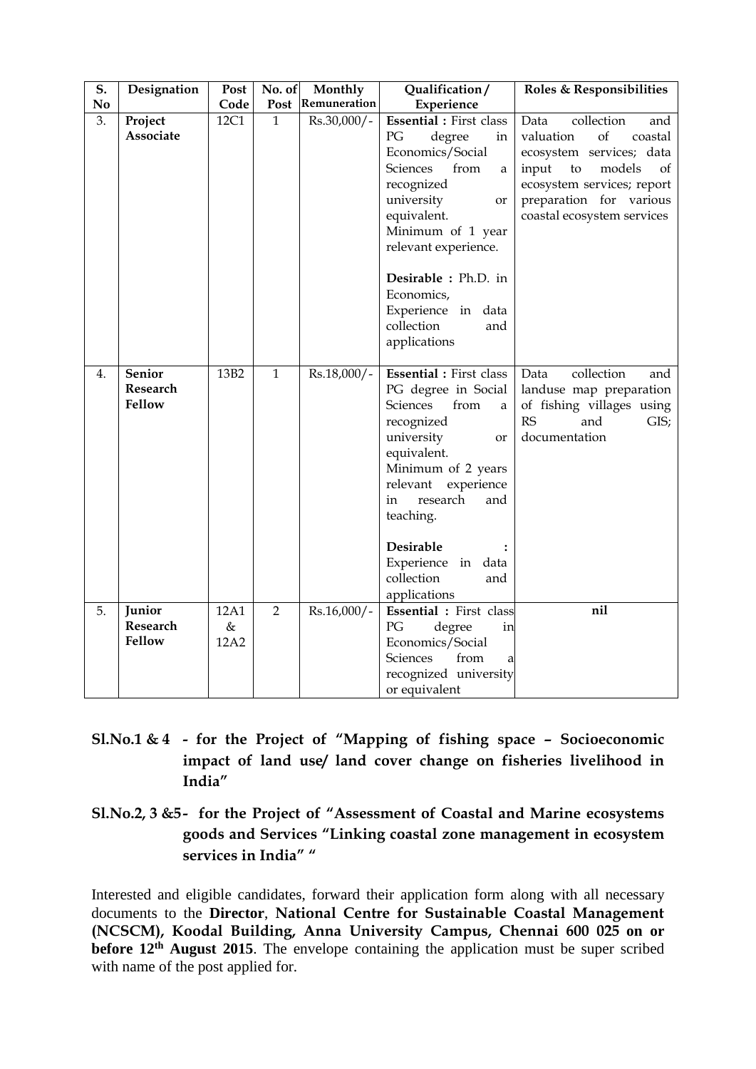| S. No | Designation | Post Code | No. of Post | Monthly Remuneration | Qualification / Experience | Roles & Responsibilities |
|---|---|---|---|---|---|---|
| 3. | **Project Associate** | 12C1 | 1 | Rs.30,000/- | **Essential :** First class PG degree in Economics/Social Sciences from a recognized university or equivalent. Minimum of 1 year relevant experience. **Desirable :** Ph.D. in Economics, Experience in data collection and applications | Data collection and valuation of coastal ecosystem services; data input to models of ecosystem services; report preparation for various coastal ecosystem services |
| 4. | **Senior Research Fellow** | 13B2 | 1 | Rs.18,000/- | **Essential :** First class PG degree in Social Sciences from a recognized university or equivalent. Minimum of 2 years relevant experience in research and teaching. **Desirable :** Experience in data collection and applications | Data collection and landuse map preparation of fishing villages using RS and GIS; documentation |
| 5. | **Junior Research Fellow** | 12A1 & 12A2 | 2 | Rs.16,000/- | **Essential :** First class PG degree in Economics/Social Sciences from a recognized university or equivalent | **nil** |

**Sl.No.1 & 4 - for the Project of "Mapping of fishing space – Socioeconomic impact of land use/ land cover change on fisheries livelihood in India"**

**Sl.No.2, 3 &5- for the Project of "Assessment of Coastal and Marine ecosystems goods and Services "Linking coastal zone management in ecosystem services in India" "**

Interested and eligible candidates, forward their application form along with all necessary documents to the **Director**, **National Centre for Sustainable Coastal Management (NCSCM), Koodal Building, Anna University Campus, Chennai 600 025 on or before 12th August 2015**. The envelope containing the application must be super scribed with name of the post applied for.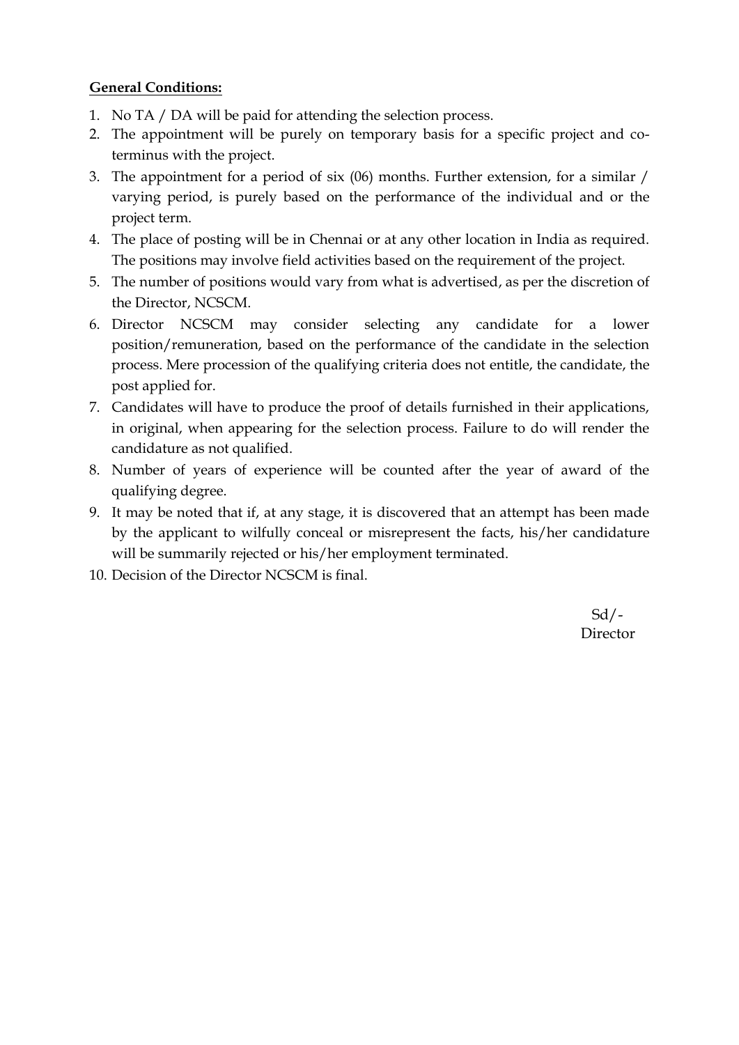**General Conditions:**

1. No TA / DA will be paid for attending the selection process.
2. The appointment will be purely on temporary basis for a specific project and co-terminus with the project.
3. The appointment for a period of six (06) months. Further extension, for a similar / varying period, is purely based on the performance of the individual and or the project term.
4. The place of posting will be in Chennai or at any other location in India as required. The positions may involve field activities based on the requirement of the project.
5. The number of positions would vary from what is advertised, as per the discretion of the Director, NCSCM.
6. Director NCSCM may consider selecting any candidate for a lower position/remuneration, based on the performance of the candidate in the selection process. Mere procession of the qualifying criteria does not entitle, the candidate, the post applied for.
7. Candidates will have to produce the proof of details furnished in their applications, in original, when appearing for the selection process. Failure to do will render the candidature as not qualified.
8. Number of years of experience will be counted after the year of award of the qualifying degree.
9. It may be noted that if, at any stage, it is discovered that an attempt has been made by the applicant to wilfully conceal or misrepresent the facts, his/her candidature will be summarily rejected or his/her employment terminated.
10. Decision of the Director NCSCM is final.

Sd/-
Director